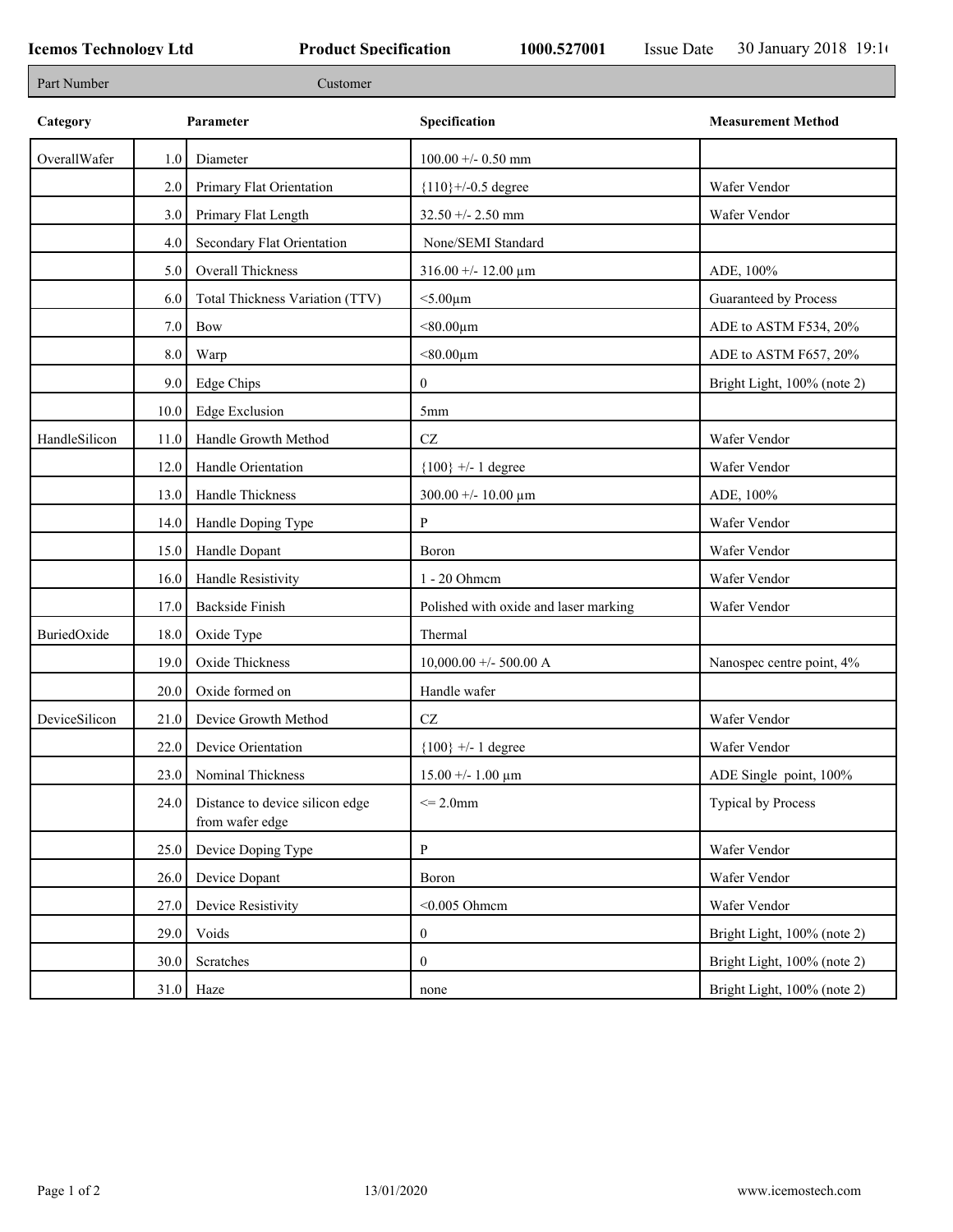**Icemos Technology Ltd** **Product Specification** **1000.527001** Issue Date 30 January 2018 19:1

| Part Number | Customer |
|---|---|

| Category | | Parameter | Specification | Measurement Method |
|---|---|---|---|---|
| OverallWafer | 1.0 | Diameter | 100.00 +/- 0.50 mm | |
| | 2.0 | Primary Flat Orientation | {110}+/-0.5 degree | Wafer Vendor |
| | 3.0 | Primary Flat Length | 32.50 +/- 2.50 mm | Wafer Vendor |
| | 4.0 | Secondary Flat Orientation | None/SEMI Standard | |
| | 5.0 | Overall Thickness | 316.00 +/- 12.00 µm | ADE, 100% |
| | 6.0 | Total Thickness Variation (TTV) | <5.00µm | Guaranteed by Process |
| | 7.0 | Bow | <80.00µm | ADE to ASTM F534, 20% |
| | 8.0 | Warp | <80.00µm | ADE to ASTM F657, 20% |
| | 9.0 | Edge Chips | 0 | Bright Light, 100% (note 2) |
| | 10.0 | Edge Exclusion | 5mm | |
| HandleSilicon | 11.0 | Handle Growth Method | CZ | Wafer Vendor |
| | 12.0 | Handle Orientation | {100} +/- 1 degree | Wafer Vendor |
| | 13.0 | Handle Thickness | 300.00 +/- 10.00 µm | ADE, 100% |
| | 14.0 | Handle Doping Type | P | Wafer Vendor |
| | 15.0 | Handle Dopant | Boron | Wafer Vendor |
| | 16.0 | Handle Resistivity | 1 - 20 Ohmcm | Wafer Vendor |
| | 17.0 | Backside Finish | Polished with oxide and laser marking | Wafer Vendor |
| BuriedOxide | 18.0 | Oxide Type | Thermal | |
| | 19.0 | Oxide Thickness | 10,000.00 +/- 500.00 A | Nanospec centre point, 4% |
| | 20.0 | Oxide formed on | Handle wafer | |
| DeviceSilicon | 21.0 | Device Growth Method | CZ | Wafer Vendor |
| | 22.0 | Device Orientation | {100} +/- 1 degree | Wafer Vendor |
| | 23.0 | Nominal Thickness | 15.00 +/- 1.00 µm | ADE Single point, 100% |
| | 24.0 | Distance to device silicon edge from wafer edge | <= 2.0mm | Typical by Process |
| | 25.0 | Device Doping Type | P | Wafer Vendor |
| | 26.0 | Device Dopant | Boron | Wafer Vendor |
| | 27.0 | Device Resistivity | <0.005 Ohmcm | Wafer Vendor |
| | 29.0 | Voids | 0 | Bright Light, 100% (note 2) |
| | 30.0 | Scratches | 0 | Bright Light, 100% (note 2) |
| | 31.0 | Haze | none | Bright Light, 100% (note 2) |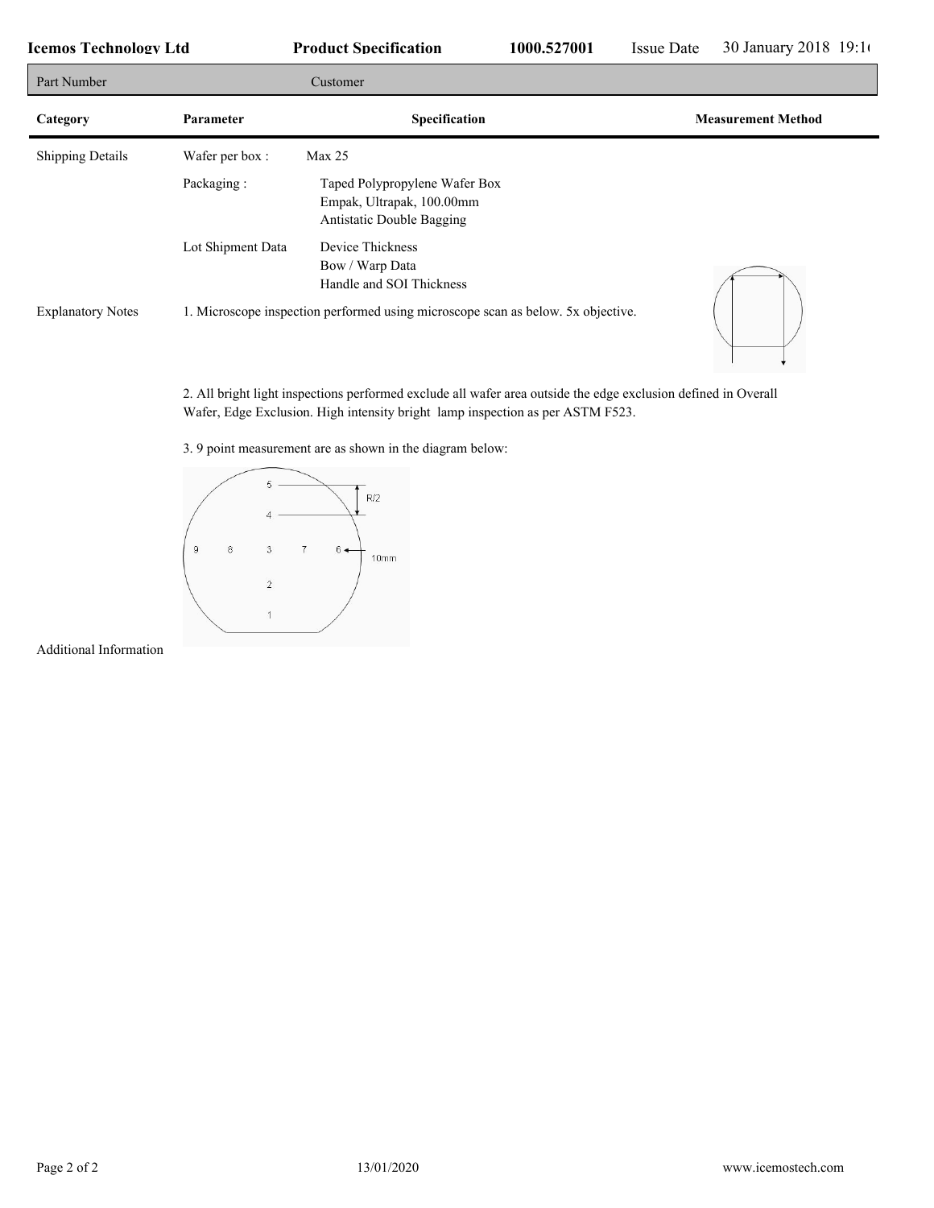| Part Number | | Customer | |
|---|---|---|---|
| **Category** | **Parameter** | **Specification** | **Measurement Method** |
| Shipping Details | Wafer per box : | Max 25 | |
| | Packaging : | Taped Polypropylene Wafer Box<br>Empak, Ultrapak, 100.00mm<br>Antistatic Double Bagging | |
| | Lot Shipment Data | Device Thickness<br>Bow / Warp Data<br>Handle and SOI Thickness | |
| Explanatory Notes | 1. Microscope inspection performed using microscope scan as below. 5x objective. | | |

2. All bright light inspections performed exclude all wafer area outside the edge exclusion defined in Overall Wafer, Edge Exclusion. High intensity bright lamp inspection as per ASTM F523.

3. 9 point measurement are as shown in the diagram below:

5
4
R/2
9 8 3 7 6
10mm
2
1

Additional Information